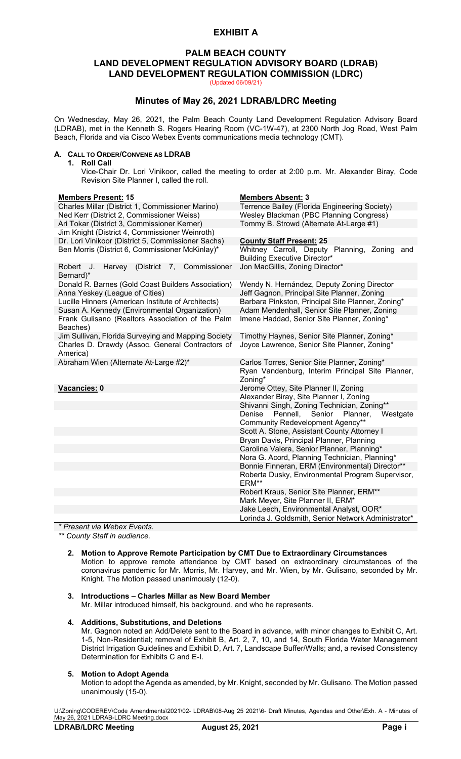# EXHIBIT A

## PALM BEACH COUNTY
## LAND DEVELOPMENT REGULATION ADVISORY BOARD (LDRAB)
## LAND DEVELOPMENT REGULATION COMMISSION (LDRC)

(Updated 06/09/21)

### Minutes of May 26, 2021 LDRAB/LDRC Meeting

On Wednesday, May 26, 2021, the Palm Beach County Land Development Regulation Advisory Board (LDRAB), met in the Kenneth S. Rogers Hearing Room (VC-1W-47), at 2300 North Jog Road, West Palm Beach, Florida and via Cisco Webex Events communications media technology (CMT).

**A. CALL TO ORDER/CONVENE AS LDRAB**

**1. Roll Call**

Vice-Chair Dr. Lori Vinikoor, called the meeting to order at 2:00 p.m. Mr. Alexander Biray, Code Revision Site Planner I, called the roll.

| **Members Present: 15** | **Members Absent: 3** |
|---|---|
| Charles Millar (District 1, Commissioner Marino) | Terrence Bailey (Florida Engineering Society) |
| Ned Kerr (District 2, Commissioner Weiss) | Wesley Blackman (PBC Planning Congress) |
| Ari Tokar (District 3, Commissioner Kerner) | Tommy B. Strowd (Alternate At-Large #1) |
| Jim Knight (District 4, Commissioner Weinroth) | |
| Dr. Lori Vinikoor (District 5, Commissioner Sachs) | **County Staff Present: 25** |
| Ben Morris (District 6, Commissioner McKinlay)* | Whitney Carroll, Deputy Planning, Zoning and Building Executive Director* |
| Robert J. Harvey (District 7, Commissioner Bernard)* | Jon MacGillis, Zoning Director* |
| Donald R. Barnes (Gold Coast Builders Association) | Wendy N. Hernández, Deputy Zoning Director |
| Anna Yeskey (League of Cities) | Jeff Gagnon, Principal Site Planner, Zoning |
| Lucille Hinners (American Institute of Architects) | Barbara Pinkston, Principal Site Planner, Zoning* |
| Susan A. Kennedy (Environmental Organization) | Adam Mendenhall, Senior Site Planner, Zoning |
| Frank Gulisano (Realtors Association of the Palm Beaches) | Imene Haddad, Senior Site Planner, Zoning* |
| Jim Sullivan, Florida Surveying and Mapping Society | Timothy Haynes, Senior Site Planner, Zoning* |
| Charles D. Drawdy (Assoc. General Contractors of America) | Joyce Lawrence, Senior Site Planner, Zoning* |
| Abraham Wien (Alternate At-Large #2)* | Carlos Torres, Senior Site Planner, Zoning* |
| | Ryan Vandenburg, Interim Principal Site Planner, Zoning* |
| **Vacancies: 0** | Jerome Ottey, Site Planner II, Zoning |
| | Alexander Biray, Site Planner I, Zoning |
| | Shivanni Singh, Zoning Technician, Zoning** |
| | Denise Pennell, Senior Planner, Westgate Community Redevelopment Agency** |
| | Scott A. Stone, Assistant County Attorney I |
| | Bryan Davis, Principal Planner, Planning |
| | Carolina Valera, Senior Planner, Planning* |
| | Nora G. Acord, Planning Technician, Planning* |
| | Bonnie Finneran, ERM (Environmental) Director** |
| | Roberta Dusky, Environmental Program Supervisor, ERM** |
| | Robert Kraus, Senior Site Planner, ERM** |
| | Mark Meyer, Site Planner II, ERM* |
| | Jake Leech, Environmental Analyst, OOR* |
| | Lorinda J. Goldsmith, Senior Network Administrator* |

*\* Present via Webex Events.*

*\*\* County Staff in audience.*

**2. Motion to Approve Remote Participation by CMT Due to Extraordinary Circumstances**

Motion to approve remote attendance by CMT based on extraordinary circumstances of the coronavirus pandemic for Mr. Morris, Mr. Harvey, and Mr. Wien, by Mr. Gulisano, seconded by Mr. Knight. The Motion passed unanimously (12-0).

**3. Introductions – Charles Millar as New Board Member**

Mr. Millar introduced himself, his background, and who he represents.

**4. Additions, Substitutions, and Deletions**

Mr. Gagnon noted an Add/Delete sent to the Board in advance, with minor changes to Exhibit C, Art. 1-5, Non-Residential; removal of Exhibit B, Art. 2, 7, 10, and 14, South Florida Water Management District Irrigation Guidelines and Exhibit D, Art. 7, Landscape Buffer/Walls; and, a revised Consistency Determination for Exhibits C and E-I.

**5. Motion to Adopt Agenda**

Motion to adopt the Agenda as amended, by Mr. Knight, seconded by Mr. Gulisano. The Motion passed unanimously (15-0).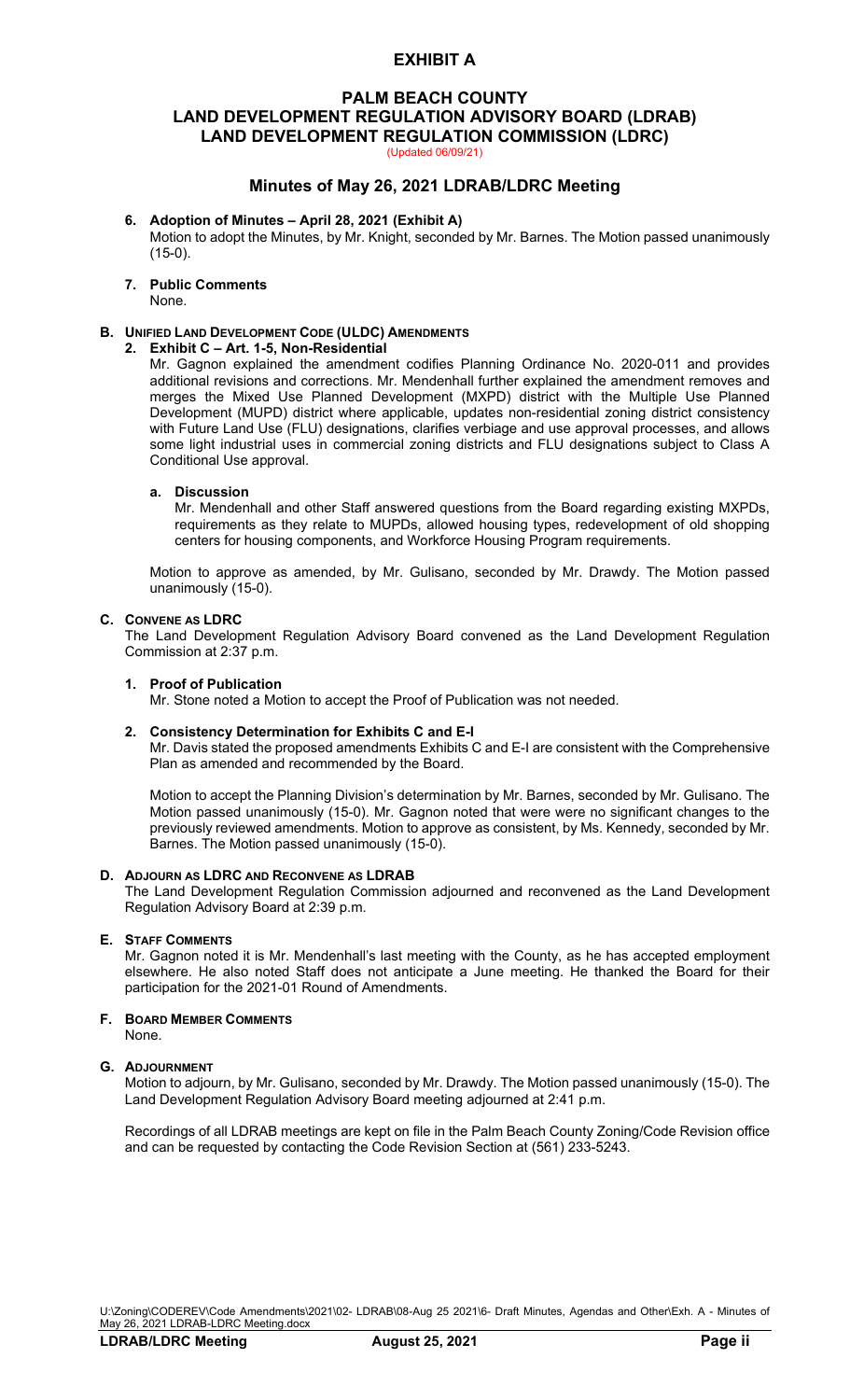# EXHIBIT A

## PALM BEACH COUNTY
## LAND DEVELOPMENT REGULATION ADVISORY BOARD (LDRAB)
## LAND DEVELOPMENT REGULATION COMMISSION (LDRC)

(Updated 06/09/21)

### Minutes of May 26, 2021 LDRAB/LDRC Meeting

**6. Adoption of Minutes – April 28, 2021 (Exhibit A)**

Motion to adopt the Minutes, by Mr. Knight, seconded by Mr. Barnes. The Motion passed unanimously (15-0).

**7. Public Comments**

None.

**B. UNIFIED LAND DEVELOPMENT CODE (ULDC) AMENDMENTS**

**2. Exhibit C – Art. 1-5, Non-Residential**

Mr. Gagnon explained the amendment codifies Planning Ordinance No. 2020-011 and provides additional revisions and corrections. Mr. Mendenhall further explained the amendment removes and merges the Mixed Use Planned Development (MXPD) district with the Multiple Use Planned Development (MUPD) district where applicable, updates non-residential zoning district consistency with Future Land Use (FLU) designations, clarifies verbiage and use approval processes, and allows some light industrial uses in commercial zoning districts and FLU designations subject to Class A Conditional Use approval.

**a. Discussion**

Mr. Mendenhall and other Staff answered questions from the Board regarding existing MXPDs, requirements as they relate to MUPDs, allowed housing types, redevelopment of old shopping centers for housing components, and Workforce Housing Program requirements.

Motion to approve as amended, by Mr. Gulisano, seconded by Mr. Drawdy. The Motion passed unanimously (15-0).

**C. CONVENE AS LDRC**

The Land Development Regulation Advisory Board convened as the Land Development Regulation Commission at 2:37 p.m.

**1. Proof of Publication**

Mr. Stone noted a Motion to accept the Proof of Publication was not needed.

**2. Consistency Determination for Exhibits C and E-I**

Mr. Davis stated the proposed amendments Exhibits C and E-I are consistent with the Comprehensive Plan as amended and recommended by the Board.

Motion to accept the Planning Division's determination by Mr. Barnes, seconded by Mr. Gulisano. The Motion passed unanimously (15-0). Mr. Gagnon noted that were were no significant changes to the previously reviewed amendments. Motion to approve as consistent, by Ms. Kennedy, seconded by Mr. Barnes. The Motion passed unanimously (15-0).

**D. ADJOURN AS LDRC AND RECONVENE AS LDRAB**

The Land Development Regulation Commission adjourned and reconvened as the Land Development Regulation Advisory Board at 2:39 p.m.

**E. STAFF COMMENTS**

Mr. Gagnon noted it is Mr. Mendenhall's last meeting with the County, as he has accepted employment elsewhere. He also noted Staff does not anticipate a June meeting. He thanked the Board for their participation for the 2021-01 Round of Amendments.

**F. BOARD MEMBER COMMENTS**

None.

**G. ADJOURNMENT**

Motion to adjourn, by Mr. Gulisano, seconded by Mr. Drawdy. The Motion passed unanimously (15-0). The Land Development Regulation Advisory Board meeting adjourned at 2:41 p.m.

Recordings of all LDRAB meetings are kept on file in the Palm Beach County Zoning/Code Revision office and can be requested by contacting the Code Revision Section at (561) 233-5243.